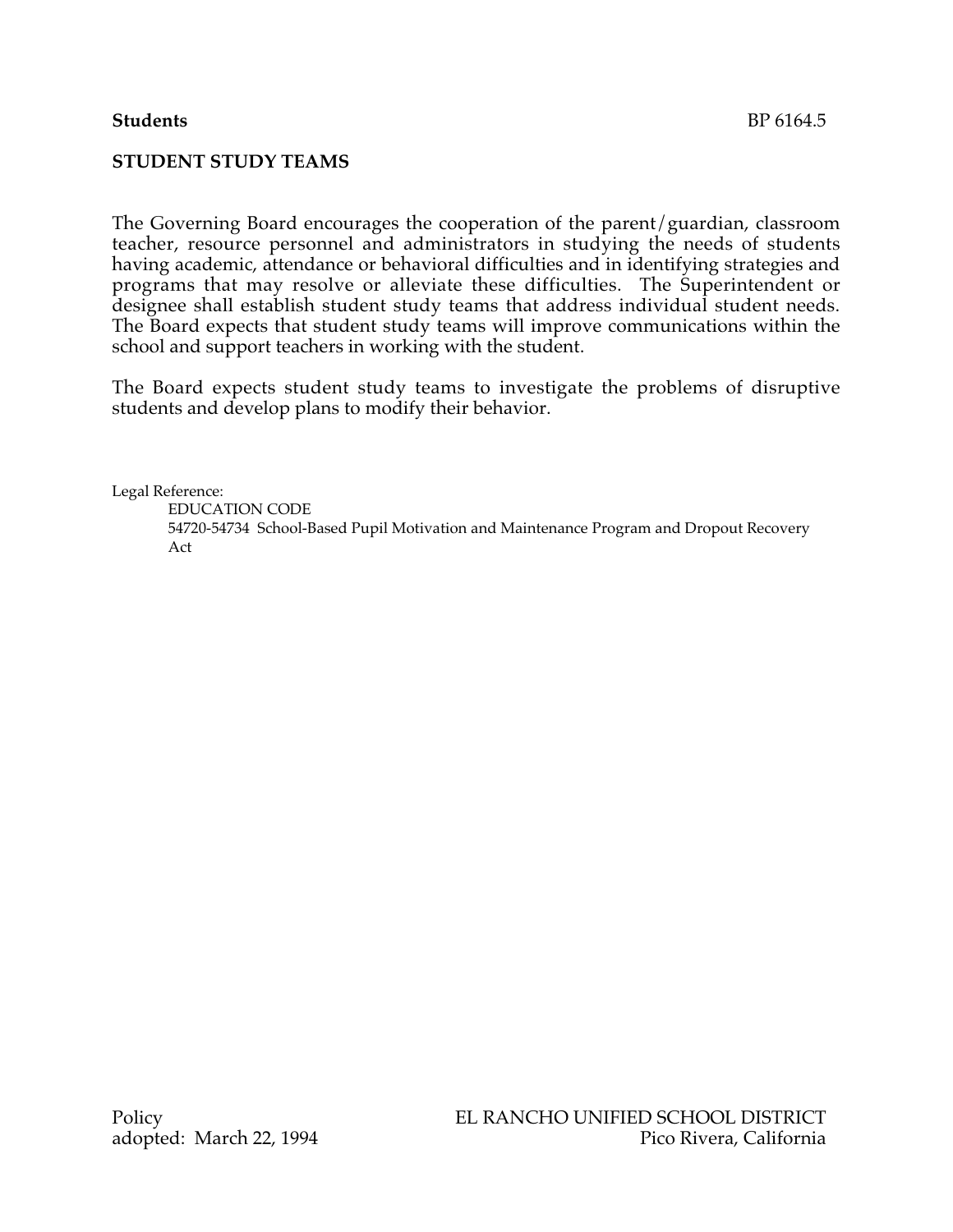**Students** BP 6164.5

## STUDENT STUDY TEAMS

The Governing Board encourages the cooperation of the parent/guardian, classroom teacher, resource personnel and administrators in studying the needs of students having academic, attendance or behavioral difficulties and in identifying strategies and programs that may resolve or alleviate these difficulties. The Superintendent or designee shall establish student study teams that address individual student needs. The Board expects that student study teams will improve communications within the school and support teachers in working with the student.

The Board expects student study teams to investigate the problems of disruptive students and develop plans to modify their behavior.

Legal Reference:

EDUCATION CODE

54720-54734 School-Based Pupil Motivation and Maintenance Program and Dropout Recovery Act

Policy
adopted: March 22, 1994

EL RANCHO UNIFIED SCHOOL DISTRICT
Pico Rivera, California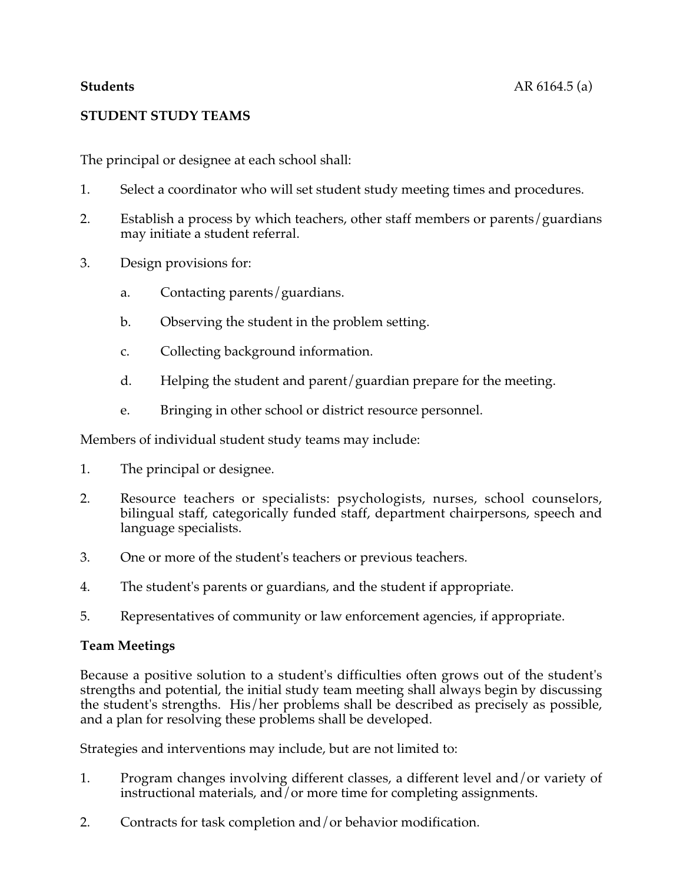**Students** AR 6164.5 (a)

**STUDENT STUDY TEAMS**

The principal or designee at each school shall:

1. Select a coordinator who will set student study meeting times and procedures.

2. Establish a process by which teachers, other staff members or parents/guardians may initiate a student referral.

3. Design provisions for:

   a. Contacting parents/guardians.

   b. Observing the student in the problem setting.

   c. Collecting background information.

   d. Helping the student and parent/guardian prepare for the meeting.

   e. Bringing in other school or district resource personnel.

Members of individual student study teams may include:

1. The principal or designee.

2. Resource teachers or specialists: psychologists, nurses, school counselors, bilingual staff, categorically funded staff, department chairpersons, speech and language specialists.

3. One or more of the student's teachers or previous teachers.

4. The student's parents or guardians, and the student if appropriate.

5. Representatives of community or law enforcement agencies, if appropriate.

**Team Meetings**

Because a positive solution to a student's difficulties often grows out of the student's strengths and potential, the initial study team meeting shall always begin by discussing the student's strengths. His/her problems shall be described as precisely as possible, and a plan for resolving these problems shall be developed.

Strategies and interventions may include, but are not limited to:

1. Program changes involving different classes, a different level and/or variety of instructional materials, and/or more time for completing assignments.

2. Contracts for task completion and/or behavior modification.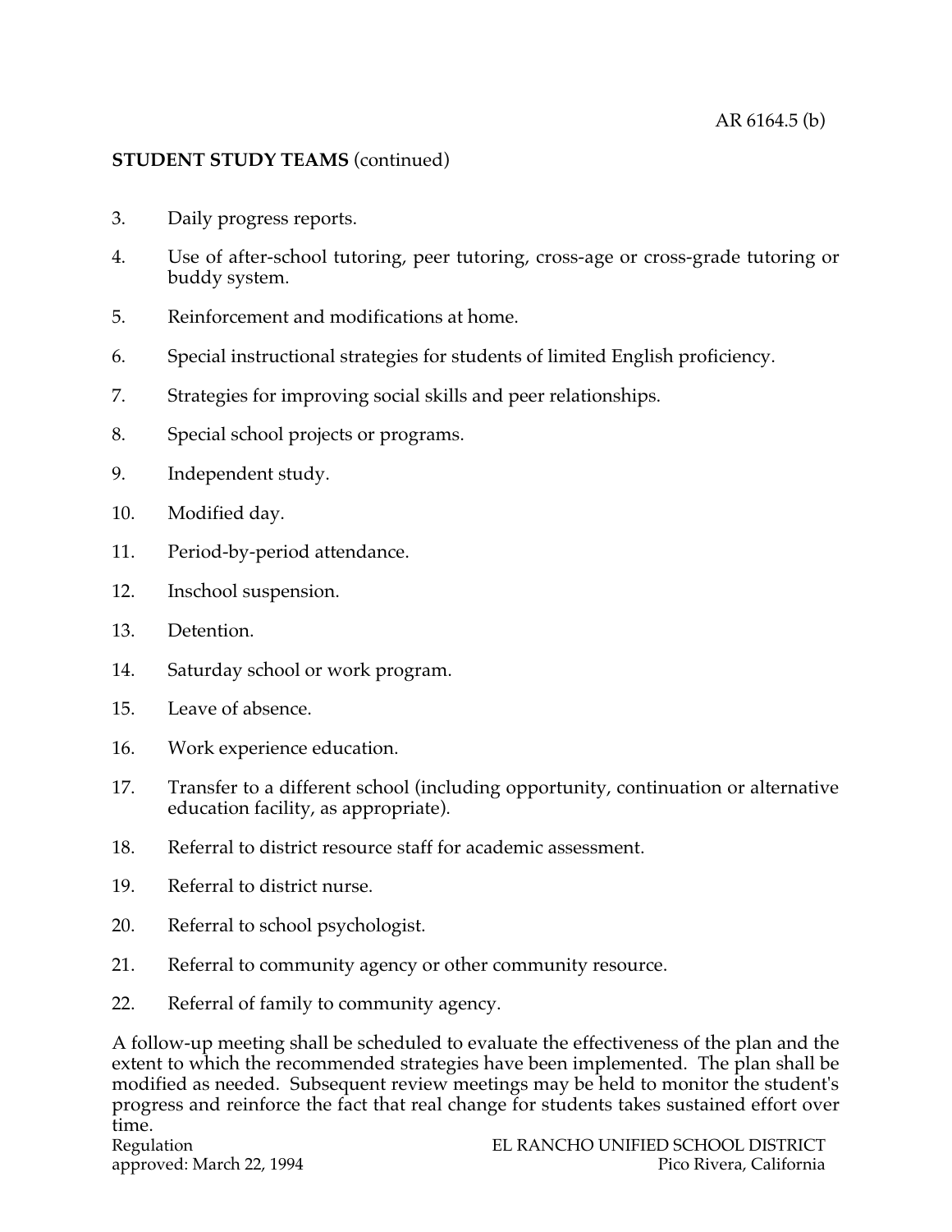**STUDENT STUDY TEAMS** (continued)

3. Daily progress reports.
4. Use of after-school tutoring, peer tutoring, cross-age or cross-grade tutoring or buddy system.
5. Reinforcement and modifications at home.
6. Special instructional strategies for students of limited English proficiency.
7. Strategies for improving social skills and peer relationships.
8. Special school projects or programs.
9. Independent study.
10. Modified day.
11. Period-by-period attendance.
12. Inschool suspension.
13. Detention.
14. Saturday school or work program.
15. Leave of absence.
16. Work experience education.
17. Transfer to a different school (including opportunity, continuation or alternative education facility, as appropriate).
18. Referral to district resource staff for academic assessment.
19. Referral to district nurse.
20. Referral to school psychologist.
21. Referral to community agency or other community resource.
22. Referral of family to community agency.

A follow-up meeting shall be scheduled to evaluate the effectiveness of the plan and the extent to which the recommended strategies have been implemented. The plan shall be modified as needed. Subsequent review meetings may be held to monitor the student's progress and reinforce the fact that real change for students takes sustained effort over time.

Regulation
approved: March 22, 1994

EL RANCHO UNIFIED SCHOOL DISTRICT
Pico Rivera, California